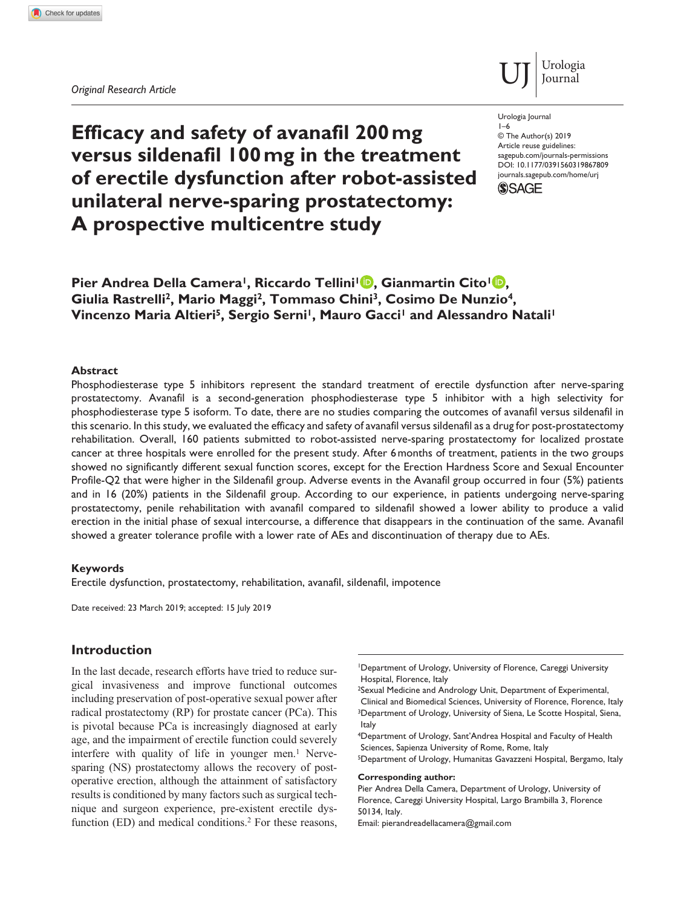*Original Research Article*

# Efficacy and safety of avanafil 200 mg versus sildenafil 100 mg in the treatment of erectile dysfunction after robot-assisted unilateral nerve-sparing prostatectomy: A prospective multicentre study

Urologia Journal
1–6
© The Author(s) 2019
Article reuse guidelines:
sagepub.com/journals-permissions
DOI: 10.1177/0391560319867809
journals.sagepub.com/home/urj

**Pier Andrea Della Camera[1], Riccardo Tellini[1], Gianmartin Cito[1], Giulia Rastrelli[2], Mario Maggi[2], Tommaso Chini[3], Cosimo De Nunzio[4], Vincenzo Maria Altieri[5], Sergio Serni[1], Mauro Gacci[1] and Alessandro Natali[1]**

### Abstract

Phosphodiesterase type 5 inhibitors represent the standard treatment of erectile dysfunction after nerve-sparing prostatectomy. Avanafil is a second-generation phosphodiesterase type 5 inhibitor with a high selectivity for phosphodiesterase type 5 isoform. To date, there are no studies comparing the outcomes of avanafil versus sildenafil in this scenario. In this study, we evaluated the efficacy and safety of avanafil versus sildenafil as a drug for post-prostatectomy rehabilitation. Overall, 160 patients submitted to robot-assisted nerve-sparing prostatectomy for localized prostate cancer at three hospitals were enrolled for the present study. After 6 months of treatment, patients in the two groups showed no significantly different sexual function scores, except for the Erection Hardness Score and Sexual Encounter Profile-Q2 that were higher in the Sildenafil group. Adverse events in the Avanafil group occurred in four (5%) patients and in 16 (20%) patients in the Sildenafil group. According to our experience, in patients undergoing nerve-sparing prostatectomy, penile rehabilitation with avanafil compared to sildenafil showed a lower ability to produce a valid erection in the initial phase of sexual intercourse, a difference that disappears in the continuation of the same. Avanafil showed a greater tolerance profile with a lower rate of AEs and discontinuation of therapy due to AEs.

### Keywords

Erectile dysfunction, prostatectomy, rehabilitation, avanafil, sildenafil, impotence

Date received: 23 March 2019; accepted: 15 July 2019

## Introduction

In the last decade, research efforts have tried to reduce surgical invasiveness and improve functional outcomes including preservation of post-operative sexual power after radical prostatectomy (RP) for prostate cancer (PCa). This is pivotal because PCa is increasingly diagnosed at early age, and the impairment of erectile function could severely interfere with quality of life in younger men.[1] Nerve-sparing (NS) prostatectomy allows the recovery of post-operative erection, although the attainment of satisfactory results is conditioned by many factors such as surgical technique and surgeon experience, pre-existent erectile dysfunction (ED) and medical conditions.[2] For these reasons,

[1]Department of Urology, University of Florence, Careggi University Hospital, Florence, Italy
[2]Sexual Medicine and Andrology Unit, Department of Experimental, Clinical and Biomedical Sciences, University of Florence, Florence, Italy
[3]Department of Urology, University of Siena, Le Scotte Hospital, Siena, Italy
[4]Department of Urology, Sant'Andrea Hospital and Faculty of Health Sciences, Sapienza University of Rome, Rome, Italy
[5]Department of Urology, Humanitas Gavazzeni Hospital, Bergamo, Italy

**Corresponding author:**
Pier Andrea Della Camera, Department of Urology, University of Florence, Careggi University Hospital, Largo Brambilla 3, Florence 50134, Italy.
Email: pierandreadellacamera@gmail.com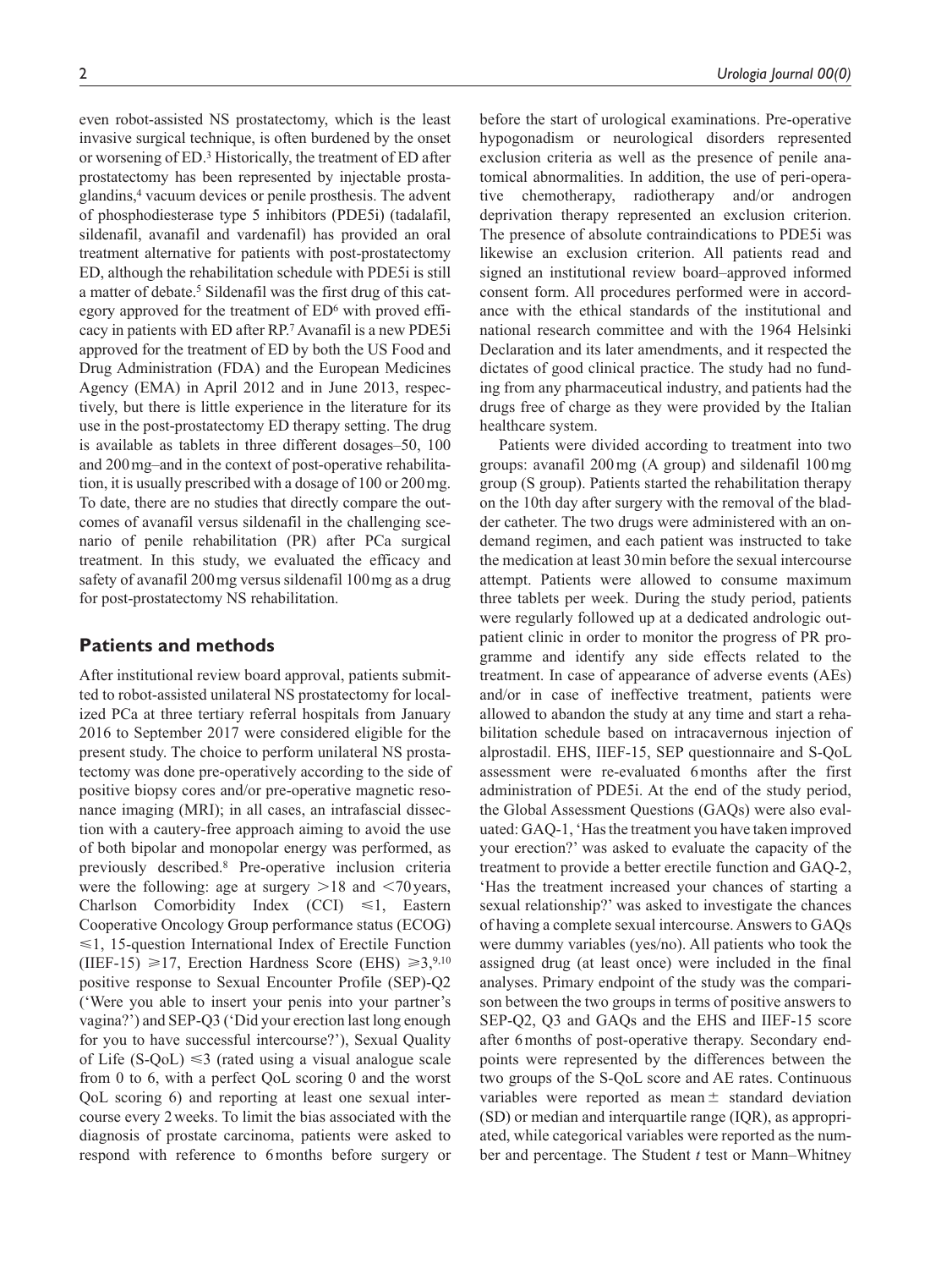even robot-assisted NS prostatectomy, which is the least invasive surgical technique, is often burdened by the onset or worsening of ED.[3] Historically, the treatment of ED after prostatectomy has been represented by injectable prostaglandins,[4] vacuum devices or penile prosthesis. The advent of phosphodiesterase type 5 inhibitors (PDE5i) (tadalafil, sildenafil, avanafil and vardenafil) has provided an oral treatment alternative for patients with post-prostatectomy ED, although the rehabilitation schedule with PDE5i is still a matter of debate.[5] Sildenafil was the first drug of this category approved for the treatment of ED[6] with proved efficacy in patients with ED after RP.[7] Avanafil is a new PDE5i approved for the treatment of ED by both the US Food and Drug Administration (FDA) and the European Medicines Agency (EMA) in April 2012 and in June 2013, respectively, but there is little experience in the literature for its use in the post-prostatectomy ED therapy setting. The drug is available as tablets in three different dosages–50, 100 and 200 mg–and in the context of post-operative rehabilitation, it is usually prescribed with a dosage of 100 or 200 mg. To date, there are no studies that directly compare the outcomes of avanafil versus sildenafil in the challenging scenario of penile rehabilitation (PR) after PCa surgical treatment. In this study, we evaluated the efficacy and safety of avanafil 200 mg versus sildenafil 100 mg as a drug for post-prostatectomy NS rehabilitation.

## Patients and methods

After institutional review board approval, patients submitted to robot-assisted unilateral NS prostatectomy for localized PCa at three tertiary referral hospitals from January 2016 to September 2017 were considered eligible for the present study. The choice to perform unilateral NS prostatectomy was done pre-operatively according to the side of positive biopsy cores and/or pre-operative magnetic resonance imaging (MRI); in all cases, an intrafascial dissection with a cautery-free approach aiming to avoid the use of both bipolar and monopolar energy was performed, as previously described.[8] Pre-operative inclusion criteria were the following: age at surgery $>18$ and $<70$ years, Charlson Comorbidity Index (CCI) $\leqslant 1$, Eastern Cooperative Oncology Group performance status (ECOG) $\leqslant 1$, 15-question International Index of Erectile Function (IIEF-15) $\geqslant 17$, Erection Hardness Score (EHS) $\geqslant 3$,[9,10] positive response to Sexual Encounter Profile (SEP)-Q2 ('Were you able to insert your penis into your partner's vagina?') and SEP-Q3 ('Did your erection last long enough for you to have successful intercourse?'), Sexual Quality of Life (S-QoL) $\leqslant 3$ (rated using a visual analogue scale from 0 to 6, with a perfect QoL scoring 0 and the worst QoL scoring 6) and reporting at least one sexual intercourse every 2 weeks. To limit the bias associated with the diagnosis of prostate carcinoma, patients were asked to respond with reference to 6 months before surgery or before the start of urological examinations. Pre-operative hypogonadism or neurological disorders represented exclusion criteria as well as the presence of penile anatomical abnormalities. In addition, the use of peri-operative chemotherapy, radiotherapy and/or androgen deprivation therapy represented an exclusion criterion. The presence of absolute contraindications to PDE5i was likewise an exclusion criterion. All patients read and signed an institutional review board–approved informed consent form. All procedures performed were in accordance with the ethical standards of the institutional and national research committee and with the 1964 Helsinki Declaration and its later amendments, and it respected the dictates of good clinical practice. The study had no funding from any pharmaceutical industry, and patients had the drugs free of charge as they were provided by the Italian healthcare system.

Patients were divided according to treatment into two groups: avanafil 200 mg (A group) and sildenafil 100 mg group (S group). Patients started the rehabilitation therapy on the 10th day after surgery with the removal of the bladder catheter. The two drugs were administered with an on-demand regimen, and each patient was instructed to take the medication at least 30 min before the sexual intercourse attempt. Patients were allowed to consume maximum three tablets per week. During the study period, patients were regularly followed up at a dedicated andrologic outpatient clinic in order to monitor the progress of PR programme and identify any side effects related to the treatment. In case of appearance of adverse events (AEs) and/or in case of ineffective treatment, patients were allowed to abandon the study at any time and start a rehabilitation schedule based on intracavernous injection of alprostadil. EHS, IIEF-15, SEP questionnaire and S-QoL assessment were re-evaluated 6 months after the first administration of PDE5i. At the end of the study period, the Global Assessment Questions (GAQs) were also evaluated: GAQ-1, 'Has the treatment you have taken improved your erection?' was asked to evaluate the capacity of the treatment to provide a better erectile function and GAQ-2, 'Has the treatment increased your chances of starting a sexual relationship?' was asked to investigate the chances of having a complete sexual intercourse. Answers to GAQs were dummy variables (yes/no). All patients who took the assigned drug (at least once) were included in the final analyses. Primary endpoint of the study was the comparison between the two groups in terms of positive answers to SEP-Q2, Q3 and GAQs and the EHS and IIEF-15 score after 6 months of post-operative therapy. Secondary endpoints were represented by the differences between the two groups of the S-QoL score and AE rates. Continuous variables were reported as mean $\pm$ standard deviation (SD) or median and interquartile range (IQR), as appropriated, while categorical variables were reported as the number and percentage. The Student *t* test or Mann–Whitney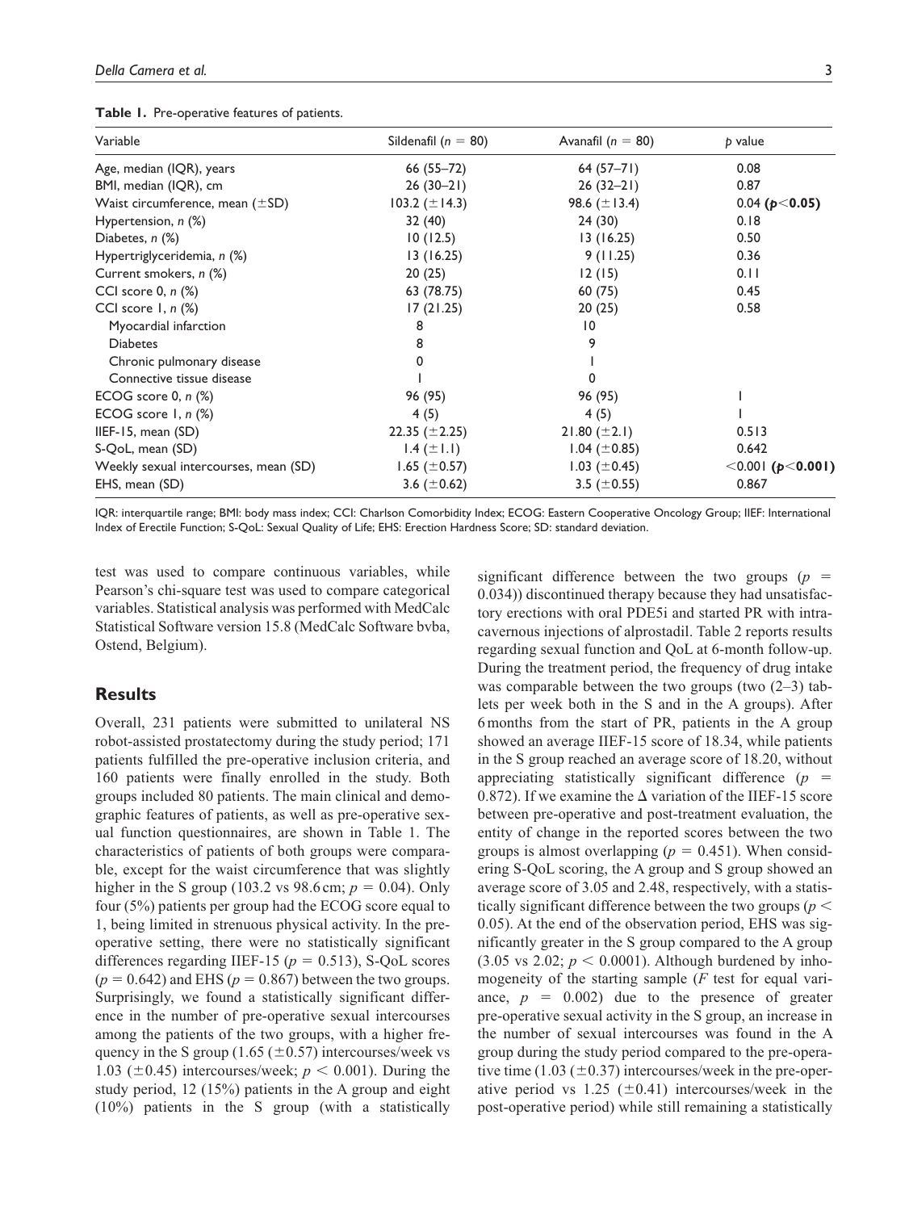**Table 1.** Pre-operative features of patients.

| Variable | Sildenafil ($n = 80$) | Avanafil ($n = 80$) | $p$ value |
|---|---|---|---|
| Age, median (IQR), years | 66 (55–72) | 64 (57–71) | 0.08 |
| BMI, median (IQR), cm | 26 (30–21) | 26 (32–21) | 0.87 |
| Waist circumference, mean (±SD) | 103.2 (±14.3) | 98.6 (±13.4) | 0.04 (**$p$<0.05**) |
| Hypertension, $n$ (%) | 32 (40) | 24 (30) | 0.18 |
| Diabetes, $n$ (%) | 10 (12.5) | 13 (16.25) | 0.50 |
| Hypertriglyceridemia, $n$ (%) | 13 (16.25) | 9 (11.25) | 0.36 |
| Current smokers, $n$ (%) | 20 (25) | 12 (15) | 0.11 |
| CCI score 0, $n$ (%) | 63 (78.75) | 60 (75) | 0.45 |
| CCI score 1, $n$ (%) | 17 (21.25) | 20 (25) | 0.58 |
| Myocardial infarction | 8 | 10 | |
| Diabetes | 8 | 9 | |
| Chronic pulmonary disease | 0 | 1 | |
| Connective tissue disease | 1 | 0 | |
| ECOG score 0, $n$ (%) | 96 (95) | 96 (95) | 1 |
| ECOG score 1, $n$ (%) | 4 (5) | 4 (5) | 1 |
| IIEF-15, mean (SD) | 22.35 (±2.25) | 21.80 (±2.1) | 0.513 |
| S-QoL, mean (SD) | 1.4 (±1.1) | 1.04 (±0.85) | 0.642 |
| Weekly sexual intercourses, mean (SD) | 1.65 (±0.57) | 1.03 (±0.45) | <0.001 (**$p$<0.001**) |
| EHS, mean (SD) | 3.6 (±0.62) | 3.5 (±0.55) | 0.867 |

IQR: interquartile range; BMI: body mass index; CCI: Charlson Comorbidity Index; ECOG: Eastern Cooperative Oncology Group; IIEF: International Index of Erectile Function; S-QoL: Sexual Quality of Life; EHS: Erection Hardness Score; SD: standard deviation.

test was used to compare continuous variables, while Pearson's chi-square test was used to compare categorical variables. Statistical analysis was performed with MedCalc Statistical Software version 15.8 (MedCalc Software bvba, Ostend, Belgium).

## Results

Overall, 231 patients were submitted to unilateral NS robot-assisted prostatectomy during the study period; 171 patients fulfilled the pre-operative inclusion criteria, and 160 patients were finally enrolled in the study. Both groups included 80 patients. The main clinical and demographic features of patients, as well as pre-operative sexual function questionnaires, are shown in Table 1. The characteristics of patients of both groups were comparable, except for the waist circumference that was slightly higher in the S group (103.2 vs 98.6 cm; $p = 0.04$). Only four (5%) patients per group had the ECOG score equal to 1, being limited in strenuous physical activity. In the pre-operative setting, there were no statistically significant differences regarding IIEF-15 ($p = 0.513$), S-QoL scores ($p = 0.642$) and EHS ($p = 0.867$) between the two groups. Surprisingly, we found a statistically significant difference in the number of pre-operative sexual intercourses among the patients of the two groups, with a higher frequency in the S group (1.65 (±0.57) intercourses/week vs 1.03 (±0.45) intercourses/week; $p < 0.001$). During the study period, 12 (15%) patients in the A group and eight (10%) patients in the S group (with a statistically significant difference between the two groups ($p = 0.034$)) discontinued therapy because they had unsatisfactory erections with oral PDE5i and started PR with intracavernous injections of alprostadil. Table 2 reports results regarding sexual function and QoL at 6-month follow-up. During the treatment period, the frequency of drug intake was comparable between the two groups (two (2–3) tablets per week both in the S and in the A groups). After 6 months from the start of PR, patients in the A group showed an average IIEF-15 score of 18.34, while patients in the S group reached an average score of 18.20, without appreciating statistically significant difference ($p = 0.872$). If we examine the Δ variation of the IIEF-15 score between pre-operative and post-treatment evaluation, the entity of change in the reported scores between the two groups is almost overlapping ($p = 0.451$). When considering S-QoL scoring, the A group and S group showed an average score of 3.05 and 2.48, respectively, with a statistically significant difference between the two groups ($p < 0.05$). At the end of the observation period, EHS was significantly greater in the S group compared to the A group (3.05 vs 2.02; $p < 0.0001$). Although burdened by inhomogeneity of the starting sample ($F$ test for equal variance, $p = 0.002$) due to the presence of greater pre-operative sexual activity in the S group, an increase in the number of sexual intercourses was found in the A group during the study period compared to the pre-operative time (1.03 (±0.37) intercourses/week in the pre-operative period vs 1.25 (±0.41) intercourses/week in the post-operative period) while still remaining a statistically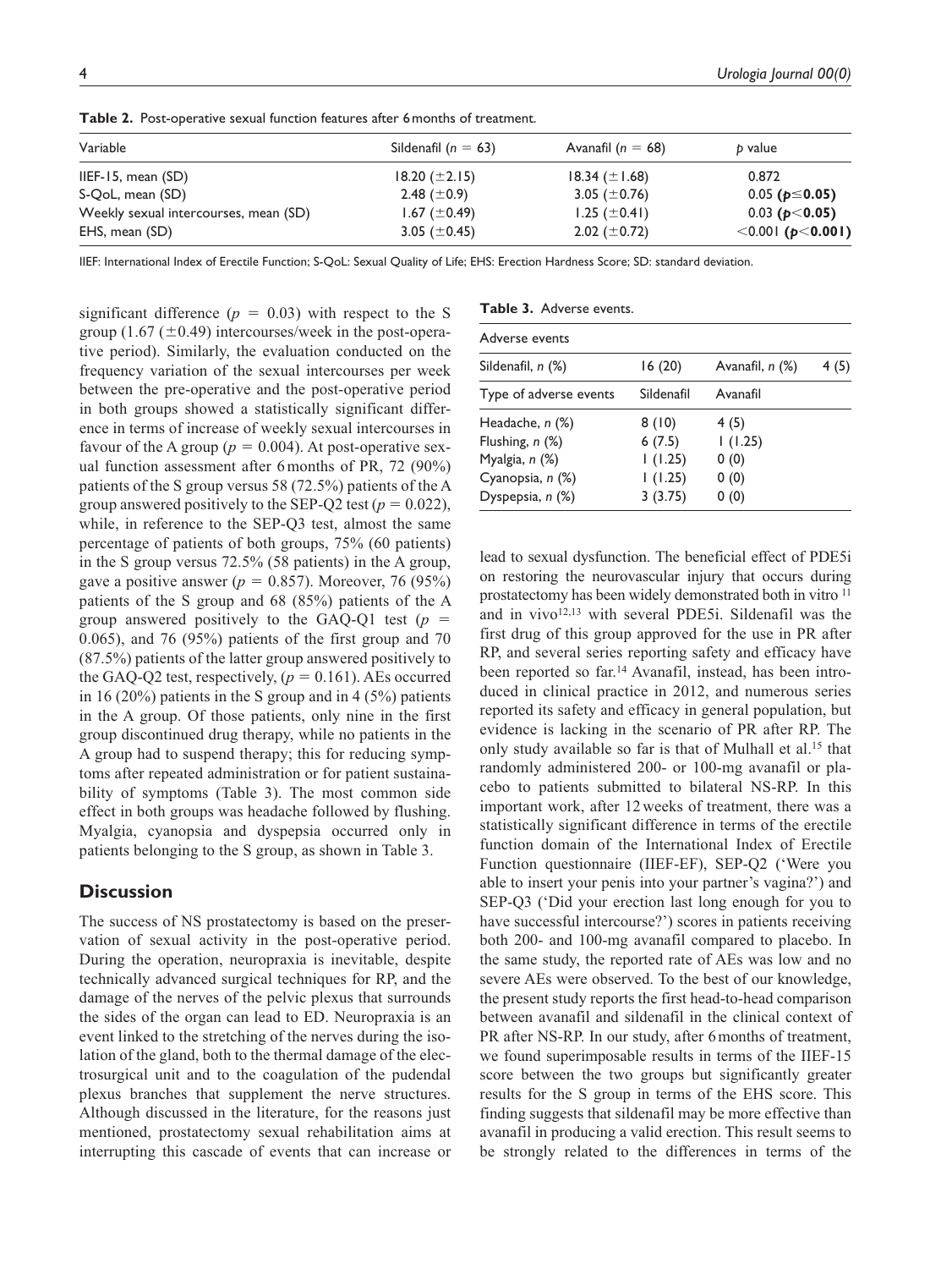**Table 2.** Post-operative sexual function features after 6 months of treatment.

| Variable | Sildenafil ($n = 63$) | Avanafil ($n = 68$) | $p$ value |
|---|---|---|---|
| IIEF-15, mean (SD) | 18.20 (±2.15) | 18.34 (±1.68) | 0.872 |
| S-QoL, mean (SD) | 2.48 (±0.9) | 3.05 (±0.76) | 0.05 (**$p \leq 0.05$**) |
| Weekly sexual intercourses, mean (SD) | 1.67 (±0.49) | 1.25 (±0.41) | 0.03 (**$p < 0.05$**) |
| EHS, mean (SD) | 3.05 (±0.45) | 2.02 (±0.72) | <0.001 (**$p < 0.001$**) |

IIEF: International Index of Erectile Function; S-QoL: Sexual Quality of Life; EHS: Erection Hardness Score; SD: standard deviation.

significant difference ($p = 0.03$) with respect to the S group (1.67 (±0.49) intercourses/week in the post-operative period). Similarly, the evaluation conducted on the frequency variation of the sexual intercourses per week between the pre-operative and the post-operative period in both groups showed a statistically significant difference in terms of increase of weekly sexual intercourses in favour of the A group ($p = 0.004$). At post-operative sexual function assessment after 6 months of PR, 72 (90%) patients of the S group versus 58 (72.5%) patients of the A group answered positively to the SEP-Q2 test ($p = 0.022$), while, in reference to the SEP-Q3 test, almost the same percentage of patients of both groups, 75% (60 patients) in the S group versus 72.5% (58 patients) in the A group, gave a positive answer ($p = 0.857$). Moreover, 76 (95%) patients of the S group and 68 (85%) patients of the A group answered positively to the GAQ-Q1 test ($p = 0.065$), and 76 (95%) patients of the first group and 70 (87.5%) patients of the latter group answered positively to the GAQ-Q2 test, respectively, ($p = 0.161$). AEs occurred in 16 (20%) patients in the S group and in 4 (5%) patients in the A group. Of those patients, only nine in the first group discontinued drug therapy, while no patients in the A group had to suspend therapy; this for reducing symptoms after repeated administration or for patient sustainability of symptoms (Table 3). The most common side effect in both groups was headache followed by flushing. Myalgia, cyanopsia and dyspepsia occurred only in patients belonging to the S group, as shown in Table 3.

**Table 3.** Adverse events.

| Adverse events | | | |
|---|---|---|---|
| Sildenafil, $n$ (%) | 16 (20) | Avanafil, $n$ (%) | 4 (5) |
| Type of adverse events | Sildenafil | Avanafil | |
| Headache, $n$ (%) | 8 (10) | 4 (5) | |
| Flushing, $n$ (%) | 6 (7.5) | 1 (1.25) | |
| Myalgia, $n$ (%) | 1 (1.25) | 0 (0) | |
| Cyanopsia, $n$ (%) | 1 (1.25) | 0 (0) | |
| Dyspepsia, $n$ (%) | 3 (3.75) | 0 (0) | |

## Discussion

The success of NS prostatectomy is based on the preservation of sexual activity in the post-operative period. During the operation, neuropraxia is inevitable, despite technically advanced surgical techniques for RP, and the damage of the nerves of the pelvic plexus that surrounds the sides of the organ can lead to ED. Neuropraxia is an event linked to the stretching of the nerves during the isolation of the gland, both to the thermal damage of the electrosurgical unit and to the coagulation of the pudendal plexus branches that supplement the nerve structures. Although discussed in the literature, for the reasons just mentioned, prostatectomy sexual rehabilitation aims at interrupting this cascade of events that can increase or lead to sexual dysfunction. The beneficial effect of PDE5i on restoring the neurovascular injury that occurs during prostatectomy has been widely demonstrated both in vitro [11] and in vivo[12,13] with several PDE5i. Sildenafil was the first drug of this group approved for the use in PR after RP, and several series reporting safety and efficacy have been reported so far.[14] Avanafil, instead, has been introduced in clinical practice in 2012, and numerous series reported its safety and efficacy in general population, but evidence is lacking in the scenario of PR after RP. The only study available so far is that of Mulhall et al.[15] that randomly administered 200- or 100-mg avanafil or placebo to patients submitted to bilateral NS-RP. In this important work, after 12 weeks of treatment, there was a statistically significant difference in terms of the erectile function domain of the International Index of Erectile Function questionnaire (IIEF-EF), SEP-Q2 ('Were you able to insert your penis into your partner's vagina?') and SEP-Q3 ('Did your erection last long enough for you to have successful intercourse?') scores in patients receiving both 200- and 100-mg avanafil compared to placebo. In the same study, the reported rate of AEs was low and no severe AEs were observed. To the best of our knowledge, the present study reports the first head-to-head comparison between avanafil and sildenafil in the clinical context of PR after NS-RP. In our study, after 6 months of treatment, we found superimposable results in terms of the IIEF-15 score between the two groups but significantly greater results for the S group in terms of the EHS score. This finding suggests that sildenafil may be more effective than avanafil in producing a valid erection. This result seems to be strongly related to the differences in terms of the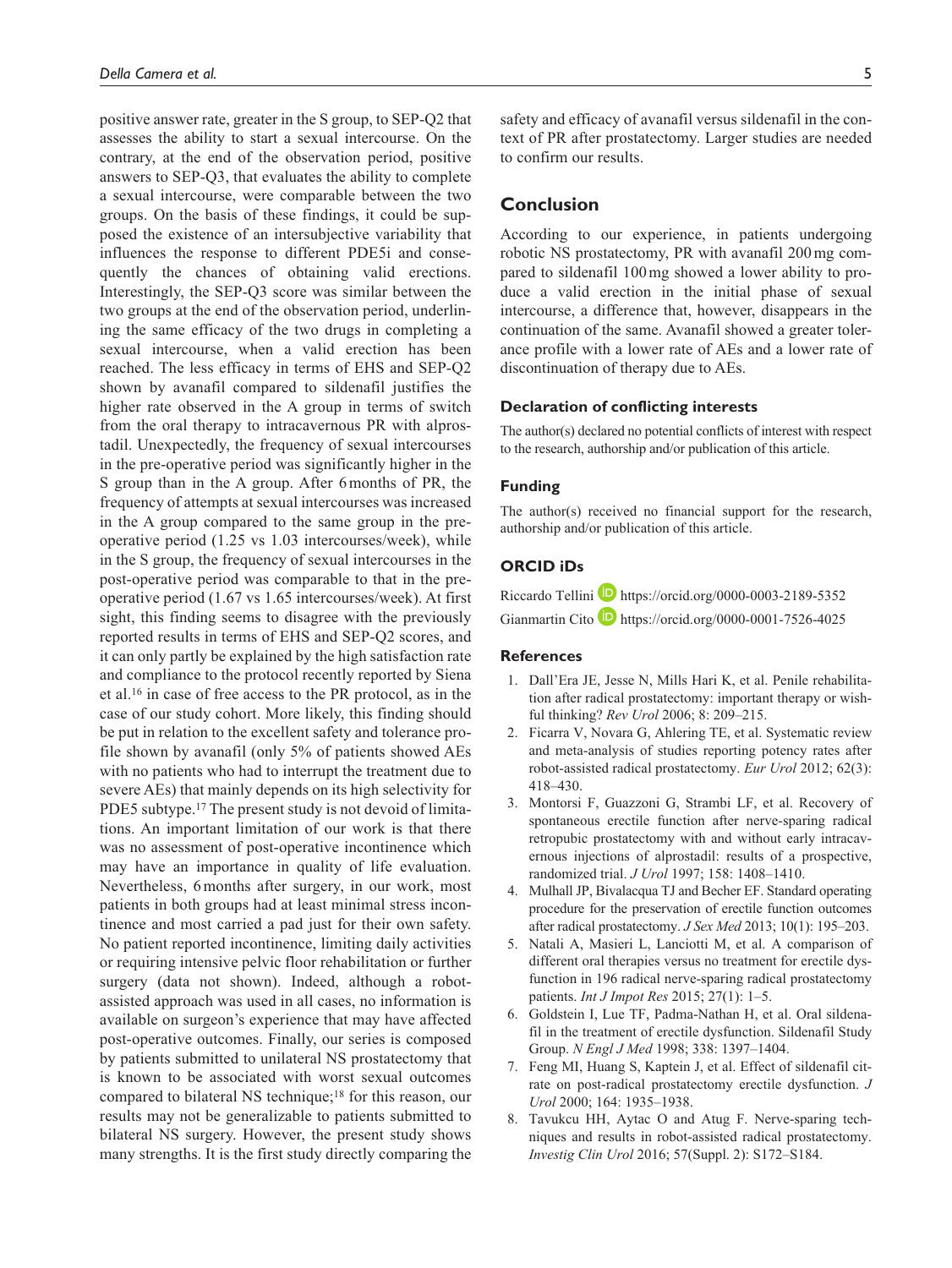positive answer rate, greater in the S group, to SEP-Q2 that assesses the ability to start a sexual intercourse. On the contrary, at the end of the observation period, positive answers to SEP-Q3, that evaluates the ability to complete a sexual intercourse, were comparable between the two groups. On the basis of these findings, it could be supposed the existence of an intersubjective variability that influences the response to different PDE5i and consequently the chances of obtaining valid erections. Interestingly, the SEP-Q3 score was similar between the two groups at the end of the observation period, underlining the same efficacy of the two drugs in completing a sexual intercourse, when a valid erection has been reached. The less efficacy in terms of EHS and SEP-Q2 shown by avanafil compared to sildenafil justifies the higher rate observed in the A group in terms of switch from the oral therapy to intracavernous PR with alprostadil. Unexpectedly, the frequency of sexual intercourses in the pre-operative period was significantly higher in the S group than in the A group. After 6 months of PR, the frequency of attempts at sexual intercourses was increased in the A group compared to the same group in the pre-operative period (1.25 vs 1.03 intercourses/week), while in the S group, the frequency of sexual intercourses in the post-operative period was comparable to that in the pre-operative period (1.67 vs 1.65 intercourses/week). At first sight, this finding seems to disagree with the previously reported results in terms of EHS and SEP-Q2 scores, and it can only partly be explained by the high satisfaction rate and compliance to the protocol recently reported by Siena et al.[16] in case of free access to the PR protocol, as in the case of our study cohort. More likely, this finding should be put in relation to the excellent safety and tolerance profile shown by avanafil (only 5% of patients showed AEs with no patients who had to interrupt the treatment due to severe AEs) that mainly depends on its high selectivity for PDE5 subtype.[17] The present study is not devoid of limitations. An important limitation of our work is that there was no assessment of post-operative incontinence which may have an importance in quality of life evaluation. Nevertheless, 6 months after surgery, in our work, most patients in both groups had at least minimal stress incontinence and most carried a pad just for their own safety. No patient reported incontinence, limiting daily activities or requiring intensive pelvic floor rehabilitation or further surgery (data not shown). Indeed, although a robot-assisted approach was used in all cases, no information is available on surgeon's experience that may have affected post-operative outcomes. Finally, our series is composed by patients submitted to unilateral NS prostatectomy that is known to be associated with worst sexual outcomes compared to bilateral NS technique;[18] for this reason, our results may not be generalizable to patients submitted to bilateral NS surgery. However, the present study shows many strengths. It is the first study directly comparing the safety and efficacy of avanafil versus sildenafil in the context of PR after prostatectomy. Larger studies are needed to confirm our results.

## Conclusion

According to our experience, in patients undergoing robotic NS prostatectomy, PR with avanafil 200 mg compared to sildenafil 100 mg showed a lower ability to produce a valid erection in the initial phase of sexual intercourse, a difference that, however, disappears in the continuation of the same. Avanafil showed a greater tolerance profile with a lower rate of AEs and a lower rate of discontinuation of therapy due to AEs.

### Declaration of conflicting interests

The author(s) declared no potential conflicts of interest with respect to the research, authorship and/or publication of this article.

### Funding

The author(s) received no financial support for the research, authorship and/or publication of this article.

### ORCID iDs

Riccardo Tellini https://orcid.org/0000-0003-2189-5352

Gianmartin Cito https://orcid.org/0000-0001-7526-4025

### References

1. Dall'Era JE, Jesse N, Mills Hari K, et al. Penile rehabilitation after radical prostatectomy: important therapy or wishful thinking? *Rev Urol* 2006; 8: 209–215.
2. Ficarra V, Novara G, Ahlering TE, et al. Systematic review and meta-analysis of studies reporting potency rates after robot-assisted radical prostatectomy. *Eur Urol* 2012; 62(3): 418–430.
3. Montorsi F, Guazzoni G, Strambi LF, et al. Recovery of spontaneous erectile function after nerve-sparing radical retropubic prostatectomy with and without early intracavernous injections of alprostadil: results of a prospective, randomized trial. *J Urol* 1997; 158: 1408–1410.
4. Mulhall JP, Bivalacqua TJ and Becher EF. Standard operating procedure for the preservation of erectile function outcomes after radical prostatectomy. *J Sex Med* 2013; 10(1): 195–203.
5. Natali A, Masieri L, Lanciotti M, et al. A comparison of different oral therapies versus no treatment for erectile dysfunction in 196 radical nerve-sparing radical prostatectomy patients. *Int J Impot Res* 2015; 27(1): 1–5.
6. Goldstein I, Lue TF, Padma-Nathan H, et al. Oral sildenafil in the treatment of erectile dysfunction. Sildenafil Study Group. *N Engl J Med* 1998; 338: 1397–1404.
7. Feng MI, Huang S, Kaptein J, et al. Effect of sildenafil citrate on post-radical prostatectomy erectile dysfunction. *J Urol* 2000; 164: 1935–1938.
8. Tavukcu HH, Aytac O and Atug F. Nerve-sparing techniques and results in robot-assisted radical prostatectomy. *Investig Clin Urol* 2016; 57(Suppl. 2): S172–S184.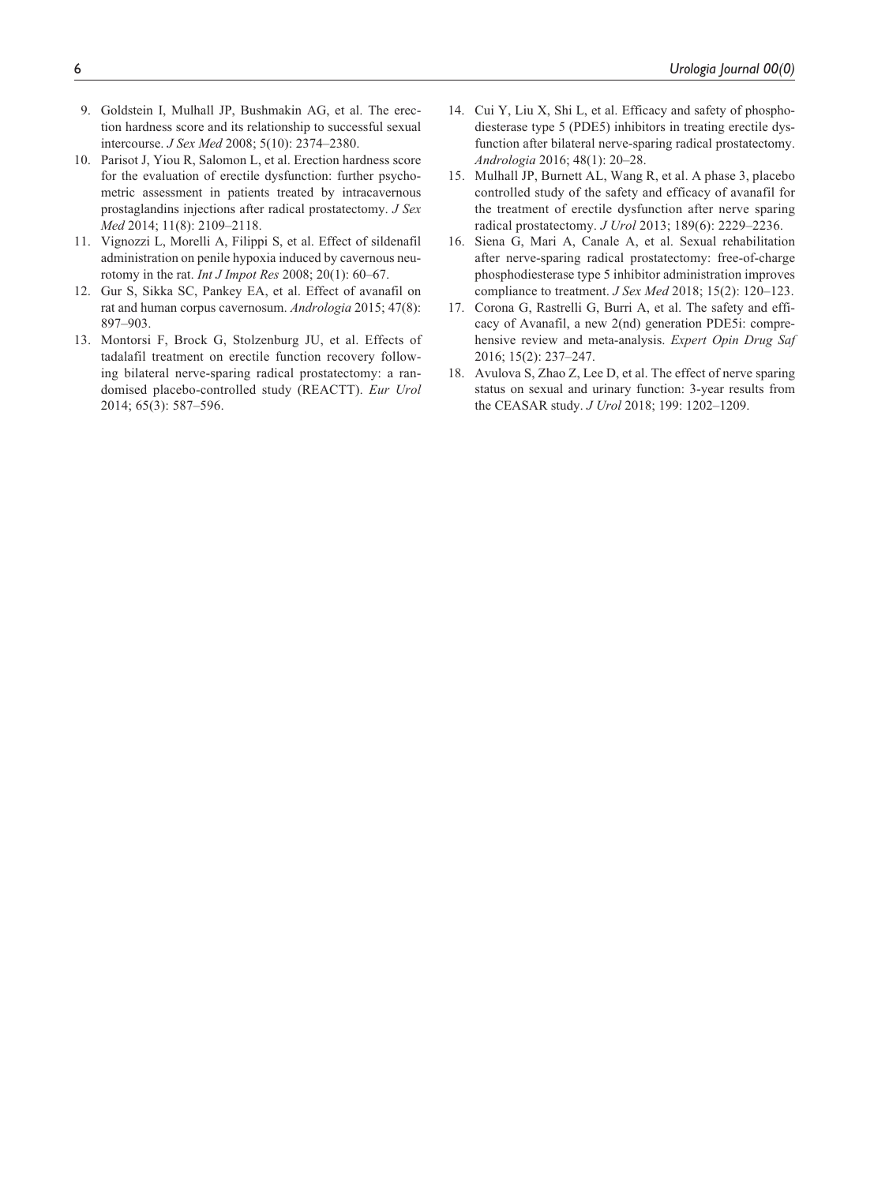9. Goldstein I, Mulhall JP, Bushmakin AG, et al. The erection hardness score and its relationship to successful sexual intercourse. *J Sex Med* 2008; 5(10): 2374–2380.
10. Parisot J, Yiou R, Salomon L, et al. Erection hardness score for the evaluation of erectile dysfunction: further psychometric assessment in patients treated by intracavernous prostaglandins injections after radical prostatectomy. *J Sex Med* 2014; 11(8): 2109–2118.
11. Vignozzi L, Morelli A, Filippi S, et al. Effect of sildenafil administration on penile hypoxia induced by cavernous neurotomy in the rat. *Int J Impot Res* 2008; 20(1): 60–67.
12. Gur S, Sikka SC, Pankey EA, et al. Effect of avanafil on rat and human corpus cavernosum. *Andrologia* 2015; 47(8): 897–903.
13. Montorsi F, Brock G, Stolzenburg JU, et al. Effects of tadalafil treatment on erectile function recovery following bilateral nerve-sparing radical prostatectomy: a randomised placebo-controlled study (REACTT). *Eur Urol* 2014; 65(3): 587–596.
14. Cui Y, Liu X, Shi L, et al. Efficacy and safety of phosphodiesterase type 5 (PDE5) inhibitors in treating erectile dysfunction after bilateral nerve-sparing radical prostatectomy. *Andrologia* 2016; 48(1): 20–28.
15. Mulhall JP, Burnett AL, Wang R, et al. A phase 3, placebo controlled study of the safety and efficacy of avanafil for the treatment of erectile dysfunction after nerve sparing radical prostatectomy. *J Urol* 2013; 189(6): 2229–2236.
16. Siena G, Mari A, Canale A, et al. Sexual rehabilitation after nerve-sparing radical prostatectomy: free-of-charge phosphodiesterase type 5 inhibitor administration improves compliance to treatment. *J Sex Med* 2018; 15(2): 120–123.
17. Corona G, Rastrelli G, Burri A, et al. The safety and efficacy of Avanafil, a new 2(nd) generation PDE5i: comprehensive review and meta-analysis. *Expert Opin Drug Saf* 2016; 15(2): 237–247.
18. Avulova S, Zhao Z, Lee D, et al. The effect of nerve sparing status on sexual and urinary function: 3-year results from the CEASAR study. *J Urol* 2018; 199: 1202–1209.